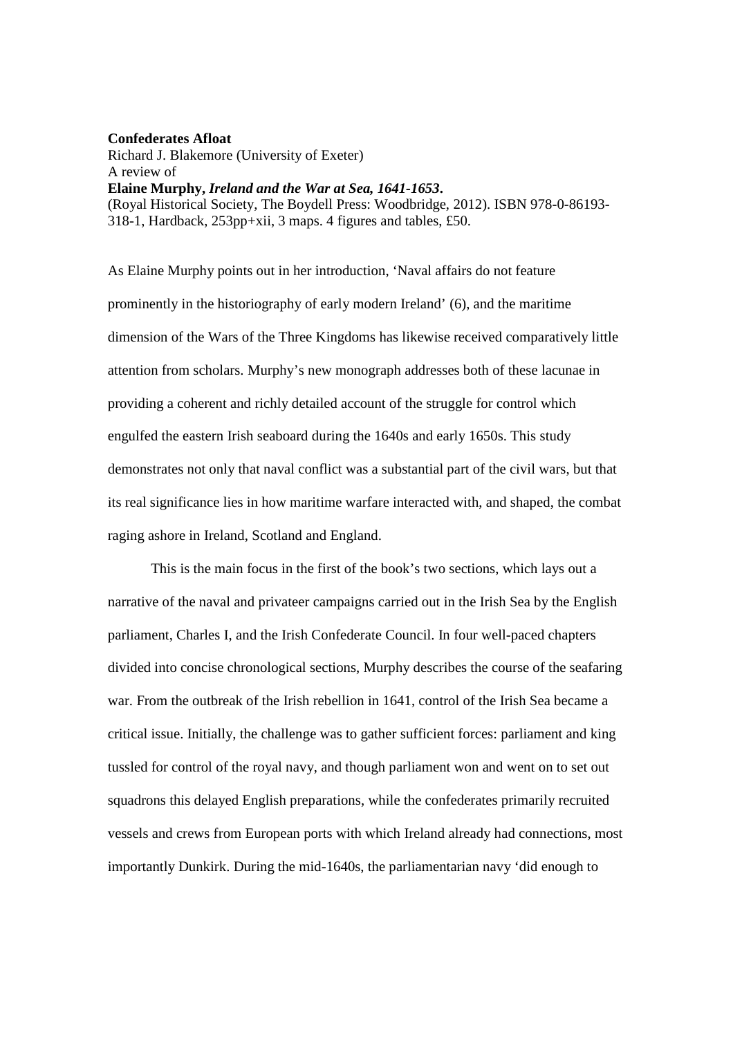**Confederates Afloat**
Richard J. Blakemore (University of Exeter)
A review of
**Elaine Murphy, *Ireland and the War at Sea, 1641-1653*.**
(Royal Historical Society, The Boydell Press: Woodbridge, 2012). ISBN 978-0-86193-318-1, Hardback, 253pp+xii, 3 maps. 4 figures and tables, £50.

As Elaine Murphy points out in her introduction, 'Naval affairs do not feature prominently in the historiography of early modern Ireland' (6), and the maritime dimension of the Wars of the Three Kingdoms has likewise received comparatively little attention from scholars. Murphy's new monograph addresses both of these lacunae in providing a coherent and richly detailed account of the struggle for control which engulfed the eastern Irish seaboard during the 1640s and early 1650s. This study demonstrates not only that naval conflict was a substantial part of the civil wars, but that its real significance lies in how maritime warfare interacted with, and shaped, the combat raging ashore in Ireland, Scotland and England.

This is the main focus in the first of the book's two sections, which lays out a narrative of the naval and privateer campaigns carried out in the Irish Sea by the English parliament, Charles I, and the Irish Confederate Council. In four well-paced chapters divided into concise chronological sections, Murphy describes the course of the seafaring war. From the outbreak of the Irish rebellion in 1641, control of the Irish Sea became a critical issue. Initially, the challenge was to gather sufficient forces: parliament and king tussled for control of the royal navy, and though parliament won and went on to set out squadrons this delayed English preparations, while the confederates primarily recruited vessels and crews from European ports with which Ireland already had connections, most importantly Dunkirk. During the mid-1640s, the parliamentarian navy 'did enough to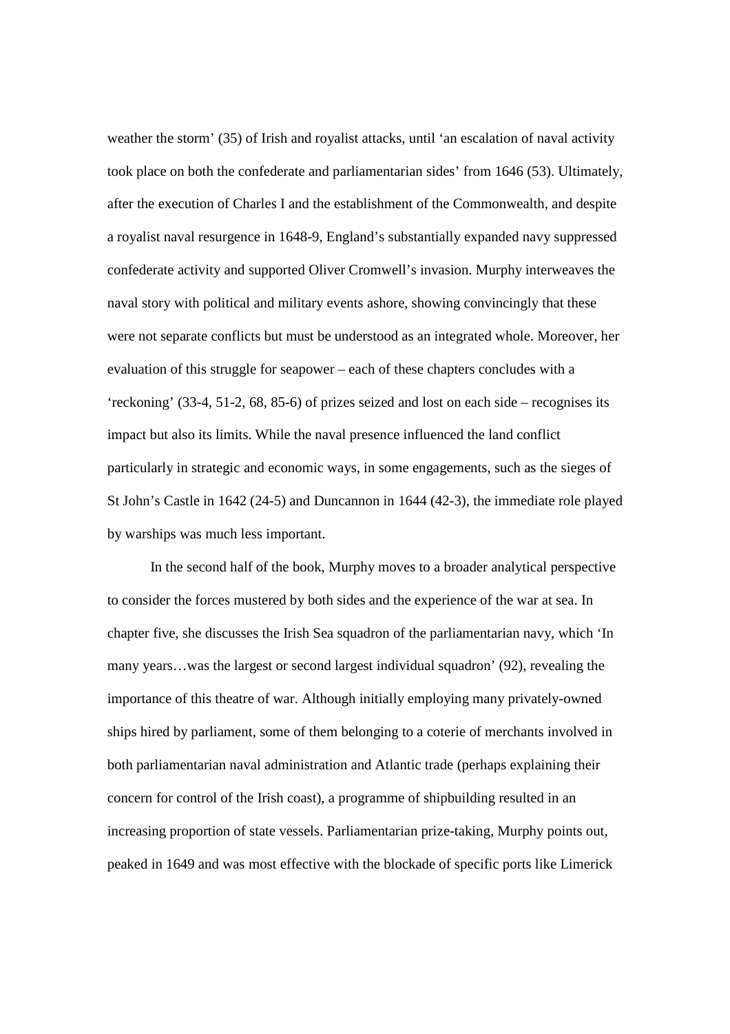weather the storm' (35) of Irish and royalist attacks, until 'an escalation of naval activity took place on both the confederate and parliamentarian sides' from 1646 (53). Ultimately, after the execution of Charles I and the establishment of the Commonwealth, and despite a royalist naval resurgence in 1648-9, England's substantially expanded navy suppressed confederate activity and supported Oliver Cromwell's invasion. Murphy interweaves the naval story with political and military events ashore, showing convincingly that these were not separate conflicts but must be understood as an integrated whole. Moreover, her evaluation of this struggle for seapower – each of these chapters concludes with a 'reckoning' (33-4, 51-2, 68, 85-6) of prizes seized and lost on each side – recognises its impact but also its limits. While the naval presence influenced the land conflict particularly in strategic and economic ways, in some engagements, such as the sieges of St John's Castle in 1642 (24-5) and Duncannon in 1644 (42-3), the immediate role played by warships was much less important.

In the second half of the book, Murphy moves to a broader analytical perspective to consider the forces mustered by both sides and the experience of the war at sea. In chapter five, she discusses the Irish Sea squadron of the parliamentarian navy, which 'In many years…was the largest or second largest individual squadron' (92), revealing the importance of this theatre of war. Although initially employing many privately-owned ships hired by parliament, some of them belonging to a coterie of merchants involved in both parliamentarian naval administration and Atlantic trade (perhaps explaining their concern for control of the Irish coast), a programme of shipbuilding resulted in an increasing proportion of state vessels. Parliamentarian prize-taking, Murphy points out, peaked in 1649 and was most effective with the blockade of specific ports like Limerick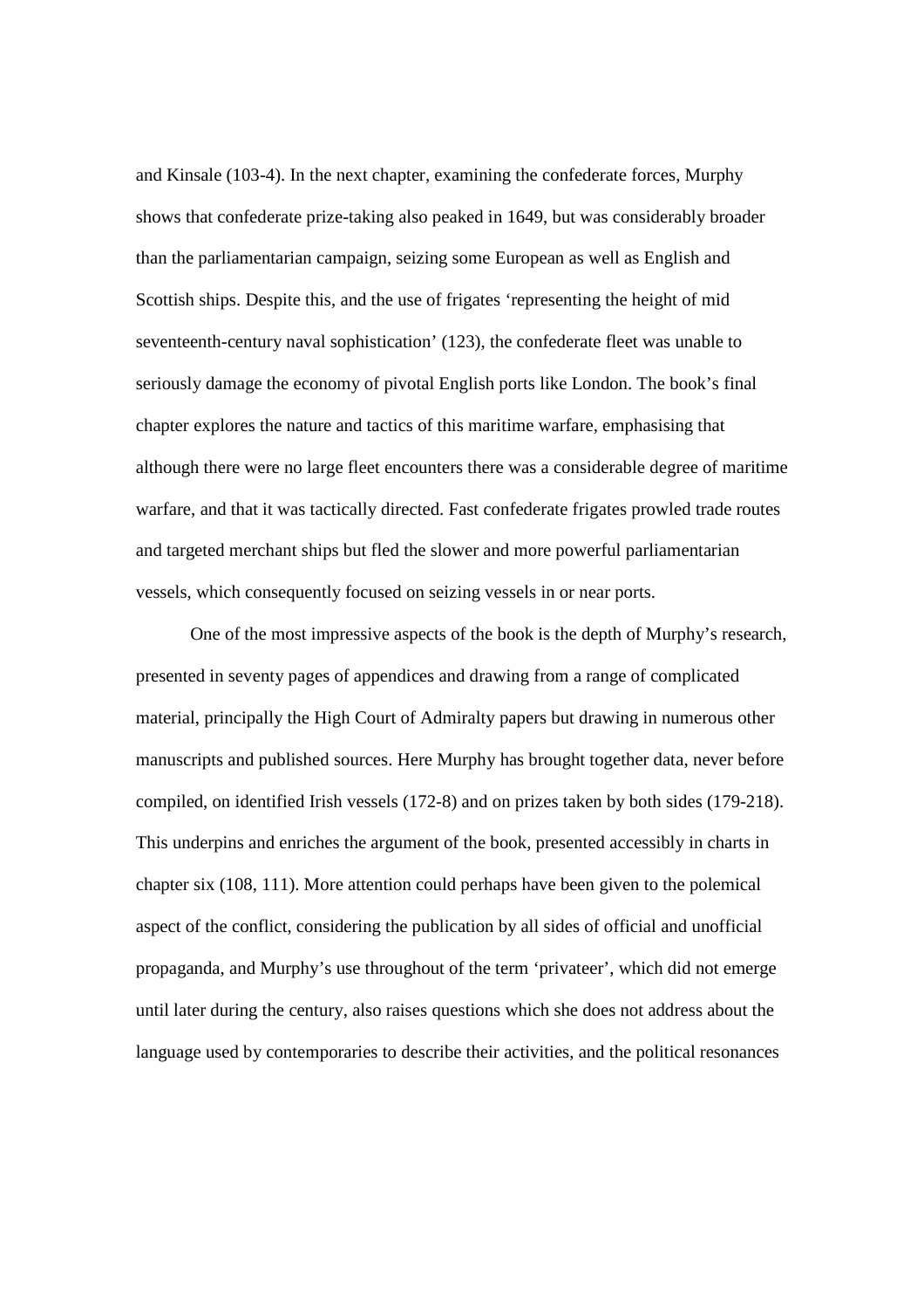and Kinsale (103-4). In the next chapter, examining the confederate forces, Murphy shows that confederate prize-taking also peaked in 1649, but was considerably broader than the parliamentarian campaign, seizing some European as well as English and Scottish ships. Despite this, and the use of frigates 'representing the height of mid seventeenth-century naval sophistication' (123), the confederate fleet was unable to seriously damage the economy of pivotal English ports like London. The book's final chapter explores the nature and tactics of this maritime warfare, emphasising that although there were no large fleet encounters there was a considerable degree of maritime warfare, and that it was tactically directed. Fast confederate frigates prowled trade routes and targeted merchant ships but fled the slower and more powerful parliamentarian vessels, which consequently focused on seizing vessels in or near ports.

One of the most impressive aspects of the book is the depth of Murphy's research, presented in seventy pages of appendices and drawing from a range of complicated material, principally the High Court of Admiralty papers but drawing in numerous other manuscripts and published sources. Here Murphy has brought together data, never before compiled, on identified Irish vessels (172-8) and on prizes taken by both sides (179-218). This underpins and enriches the argument of the book, presented accessibly in charts in chapter six (108, 111). More attention could perhaps have been given to the polemical aspect of the conflict, considering the publication by all sides of official and unofficial propaganda, and Murphy's use throughout of the term 'privateer', which did not emerge until later during the century, also raises questions which she does not address about the language used by contemporaries to describe their activities, and the political resonances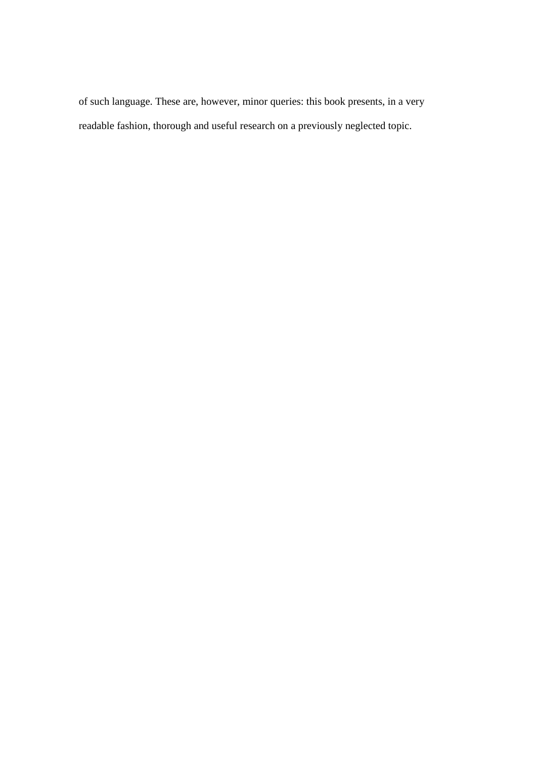of such language. These are, however, minor queries: this book presents, in a very readable fashion, thorough and useful research on a previously neglected topic.